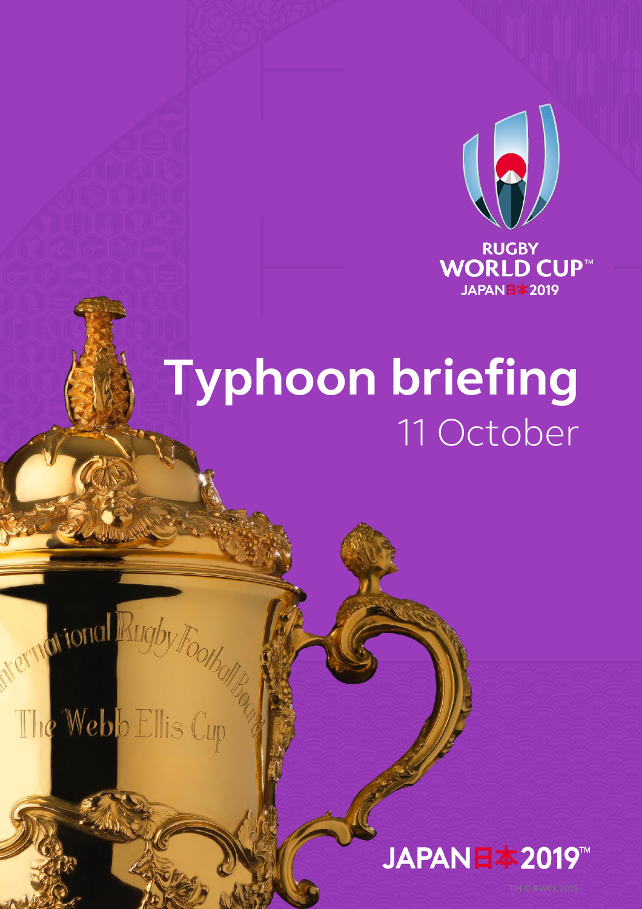RUGBY WORLD CUP™ JAPAN日本2019

# Typhoon briefing

11 October

JAPAN日本2019™

TM © RWCL 2015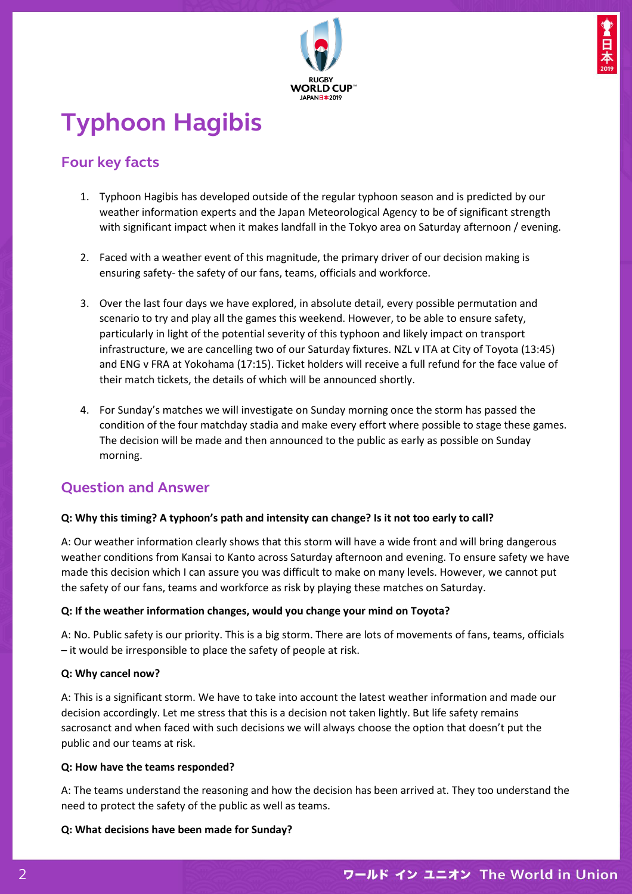# Typhoon Hagibis

## Four key facts

1. Typhoon Hagibis has developed outside of the regular typhoon season and is predicted by our weather information experts and the Japan Meteorological Agency to be of significant strength with significant impact when it makes landfall in the Tokyo area on Saturday afternoon / evening.

2. Faced with a weather event of this magnitude, the primary driver of our decision making is ensuring safety- the safety of our fans, teams, officials and workforce.

3. Over the last four days we have explored, in absolute detail, every possible permutation and scenario to try and play all the games this weekend. However, to be able to ensure safety, particularly in light of the potential severity of this typhoon and likely impact on transport infrastructure, we are cancelling two of our Saturday fixtures. NZL v ITA at City of Toyota (13:45) and ENG v FRA at Yokohama (17:15). Ticket holders will receive a full refund for the face value of their match tickets, the details of which will be announced shortly.

4. For Sunday's matches we will investigate on Sunday morning once the storm has passed the condition of the four matchday stadia and make every effort where possible to stage these games. The decision will be made and then announced to the public as early as possible on Sunday morning.

## Question and Answer

**Q: Why this timing? A typhoon's path and intensity can change? Is it not too early to call?**

A: Our weather information clearly shows that this storm will have a wide front and will bring dangerous weather conditions from Kansai to Kanto across Saturday afternoon and evening. To ensure safety we have made this decision which I can assure you was difficult to make on many levels. However, we cannot put the safety of our fans, teams and workforce as risk by playing these matches on Saturday.

**Q: If the weather information changes, would you change your mind on Toyota?**

A: No. Public safety is our priority. This is a big storm. There are lots of movements of fans, teams, officials – it would be irresponsible to place the safety of people at risk.

**Q: Why cancel now?**

A: This is a significant storm. We have to take into account the latest weather information and made our decision accordingly. Let me stress that this is a decision not taken lightly. But life safety remains sacrosanct and when faced with such decisions we will always choose the option that doesn't put the public and our teams at risk.

**Q: How have the teams responded?**

A: The teams understand the reasoning and how the decision has been arrived at. They too understand the need to protect the safety of the public as well as teams.

**Q: What decisions have been made for Sunday?**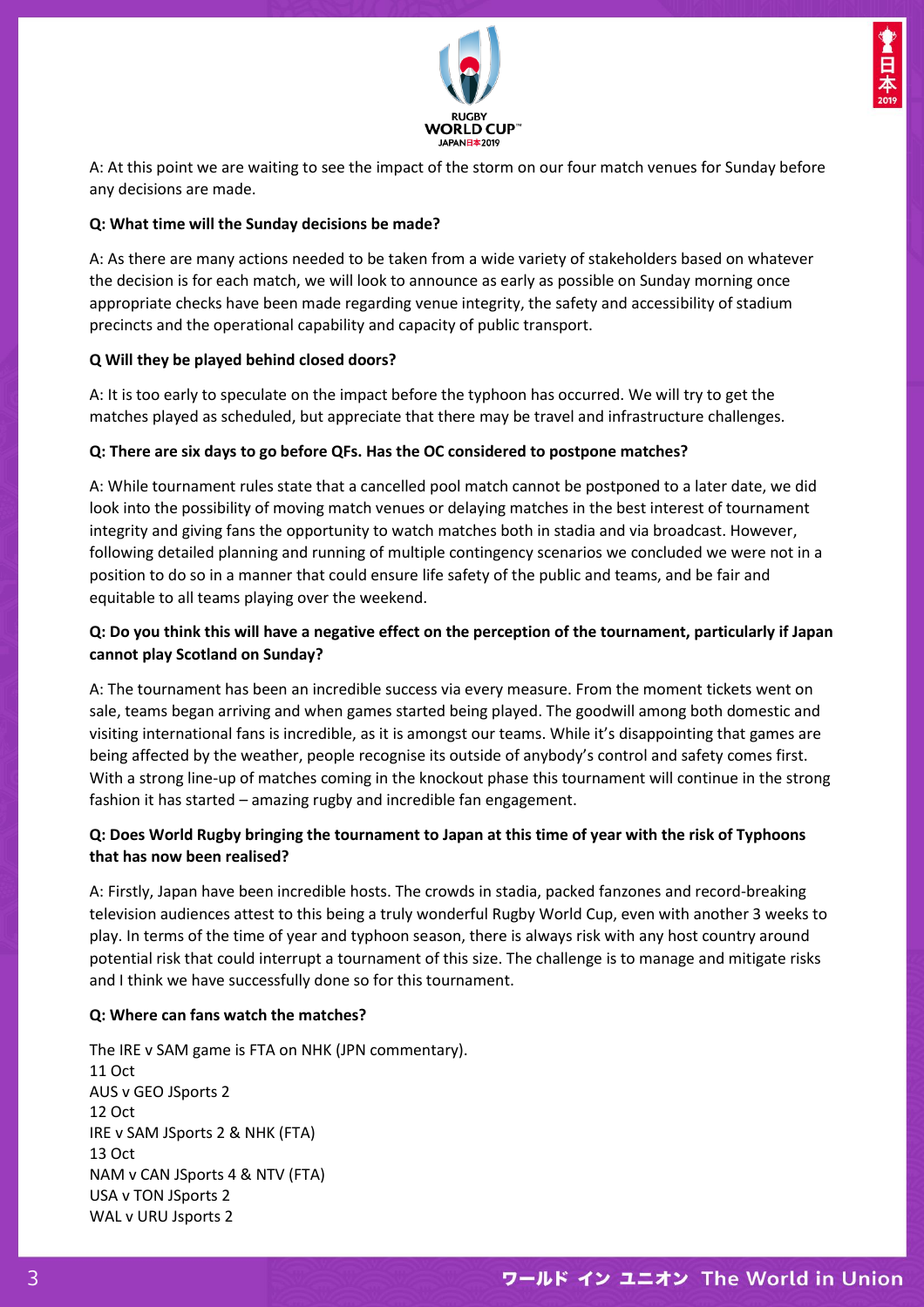A: At this point we are waiting to see the impact of the storm on our four match venues for Sunday before any decisions are made.

**Q: What time will the Sunday decisions be made?**

A: As there are many actions needed to be taken from a wide variety of stakeholders based on whatever the decision is for each match, we will look to announce as early as possible on Sunday morning once appropriate checks have been made regarding venue integrity, the safety and accessibility of stadium precincts and the operational capability and capacity of public transport.

**Q Will they be played behind closed doors?**

A: It is too early to speculate on the impact before the typhoon has occurred. We will try to get the matches played as scheduled, but appreciate that there may be travel and infrastructure challenges.

**Q: There are six days to go before QFs. Has the OC considered to postpone matches?**

A: While tournament rules state that a cancelled pool match cannot be postponed to a later date, we did look into the possibility of moving match venues or delaying matches in the best interest of tournament integrity and giving fans the opportunity to watch matches both in stadia and via broadcast. However, following detailed planning and running of multiple contingency scenarios we concluded we were not in a position to do so in a manner that could ensure life safety of the public and teams, and be fair and equitable to all teams playing over the weekend.

**Q: Do you think this will have a negative effect on the perception of the tournament, particularly if Japan cannot play Scotland on Sunday?**

A: The tournament has been an incredible success via every measure. From the moment tickets went on sale, teams began arriving and when games started being played. The goodwill among both domestic and visiting international fans is incredible, as it is amongst our teams. While it's disappointing that games are being affected by the weather, people recognise its outside of anybody's control and safety comes first. With a strong line-up of matches coming in the knockout phase this tournament will continue in the strong fashion it has started – amazing rugby and incredible fan engagement.

**Q: Does World Rugby bringing the tournament to Japan at this time of year with the risk of Typhoons that has now been realised?**

A: Firstly, Japan have been incredible hosts. The crowds in stadia, packed fanzones and record-breaking television audiences attest to this being a truly wonderful Rugby World Cup, even with another 3 weeks to play. In terms of the time of year and typhoon season, there is always risk with any host country around potential risk that could interrupt a tournament of this size. The challenge is to manage and mitigate risks and I think we have successfully done so for this tournament.

**Q: Where can fans watch the matches?**

The IRE v SAM game is FTA on NHK (JPN commentary).
11 Oct
AUS v GEO JSports 2
12 Oct
IRE v SAM JSports 2 & NHK (FTA)
13 Oct
NAM v CAN JSports 4 & NTV (FTA)
USA v TON JSports 2
WAL v URU Jsports 2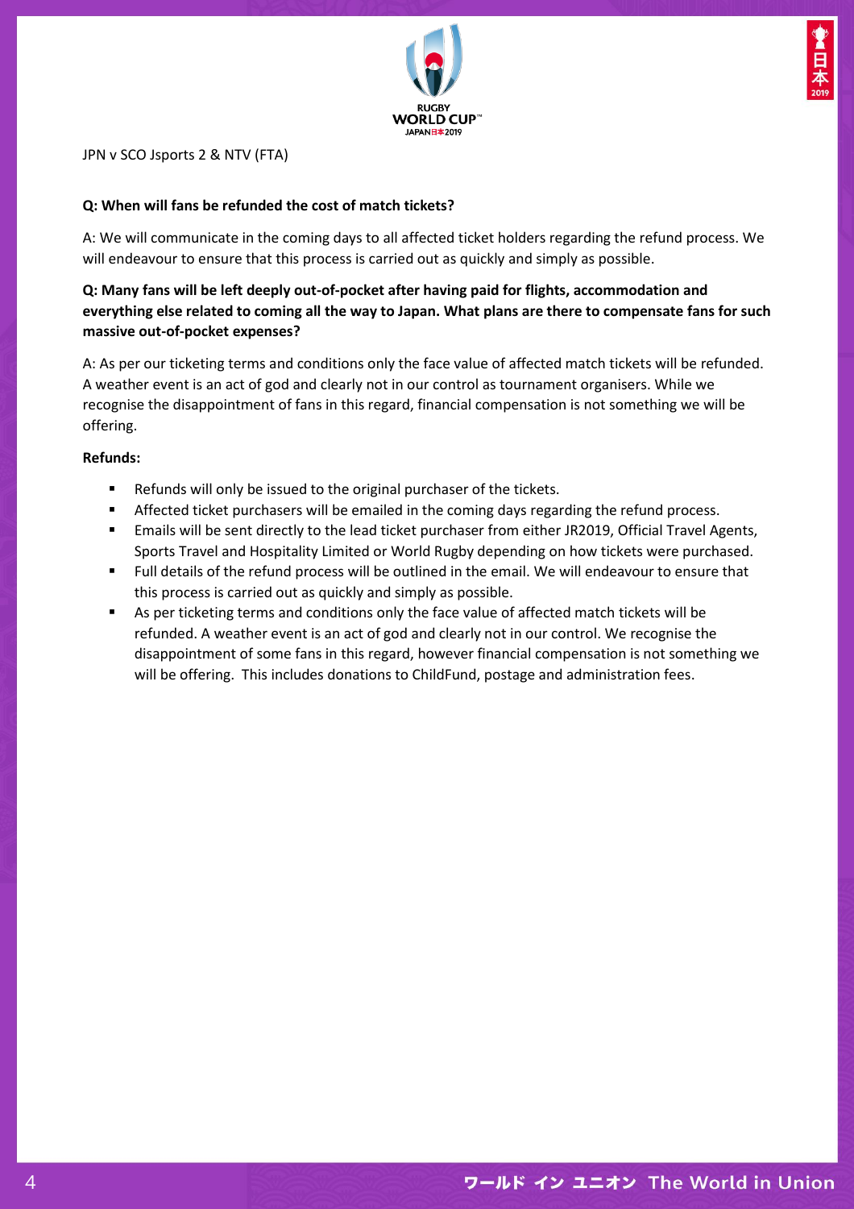JPN v SCO Jsports 2 & NTV (FTA)

**Q: When will fans be refunded the cost of match tickets?**

A: We will communicate in the coming days to all affected ticket holders regarding the refund process. We will endeavour to ensure that this process is carried out as quickly and simply as possible.

**Q: Many fans will be left deeply out-of-pocket after having paid for flights, accommodation and everything else related to coming all the way to Japan. What plans are there to compensate fans for such massive out-of-pocket expenses?**

A: As per our ticketing terms and conditions only the face value of affected match tickets will be refunded. A weather event is an act of god and clearly not in our control as tournament organisers. While we recognise the disappointment of fans in this regard, financial compensation is not something we will be offering.

**Refunds:**

- Refunds will only be issued to the original purchaser of the tickets.
- Affected ticket purchasers will be emailed in the coming days regarding the refund process.
- Emails will be sent directly to the lead ticket purchaser from either JR2019, Official Travel Agents, Sports Travel and Hospitality Limited or World Rugby depending on how tickets were purchased.
- Full details of the refund process will be outlined in the email. We will endeavour to ensure that this process is carried out as quickly and simply as possible.
- As per ticketing terms and conditions only the face value of affected match tickets will be refunded. A weather event is an act of god and clearly not in our control. We recognise the disappointment of some fans in this regard, however financial compensation is not something we will be offering. This includes donations to ChildFund, postage and administration fees.